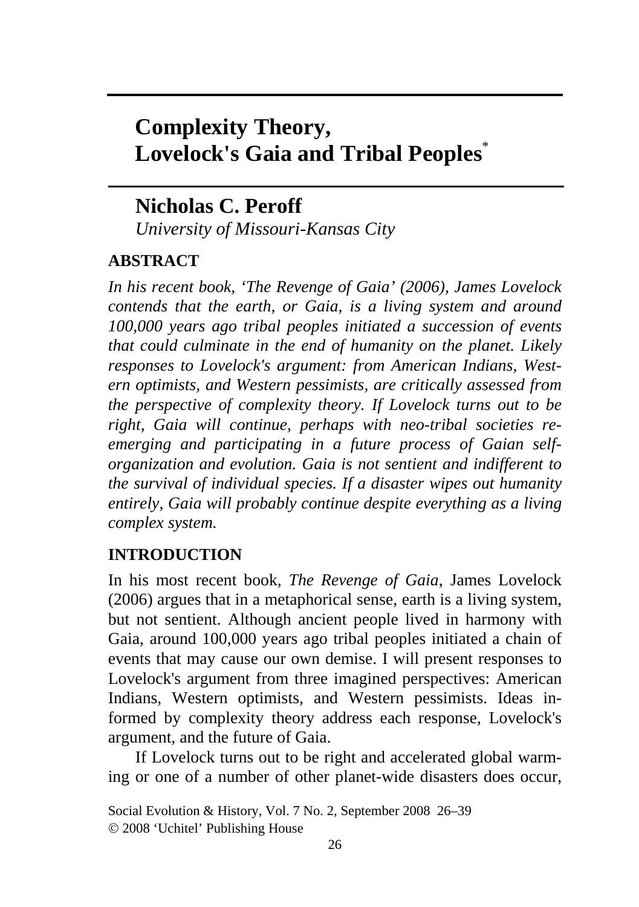# Complexity Theory, Lovelock's Gaia and Tribal Peoples[*]

## Nicholas C. Peroff

*University of Missouri-Kansas City*

### ABSTRACT

*In his recent book, 'The Revenge of Gaia' (2006), James Lovelock contends that the earth, or Gaia, is a living system and around 100,000 years ago tribal peoples initiated a succession of events that could culminate in the end of humanity on the planet. Likely responses to Lovelock's argument: from American Indians, Western optimists, and Western pessimists, are critically assessed from the perspective of complexity theory. If Lovelock turns out to be right, Gaia will continue, perhaps with neo-tribal societies re-emerging and participating in a future process of Gaian self-organization and evolution. Gaia is not sentient and indifferent to the survival of individual species. If a disaster wipes out humanity entirely, Gaia will probably continue despite everything as a living complex system.*

### INTRODUCTION

In his most recent book, *The Revenge of Gaia*, James Lovelock (2006) argues that in a metaphorical sense, earth is a living system, but not sentient. Although ancient people lived in harmony with Gaia, around 100,000 years ago tribal peoples initiated a chain of events that may cause our own demise. I will present responses to Lovelock's argument from three imagined perspectives: American Indians, Western optimists, and Western pessimists. Ideas informed by complexity theory address each response, Lovelock's argument, and the future of Gaia.

If Lovelock turns out to be right and accelerated global warming or one of a number of other planet-wide disasters does occur,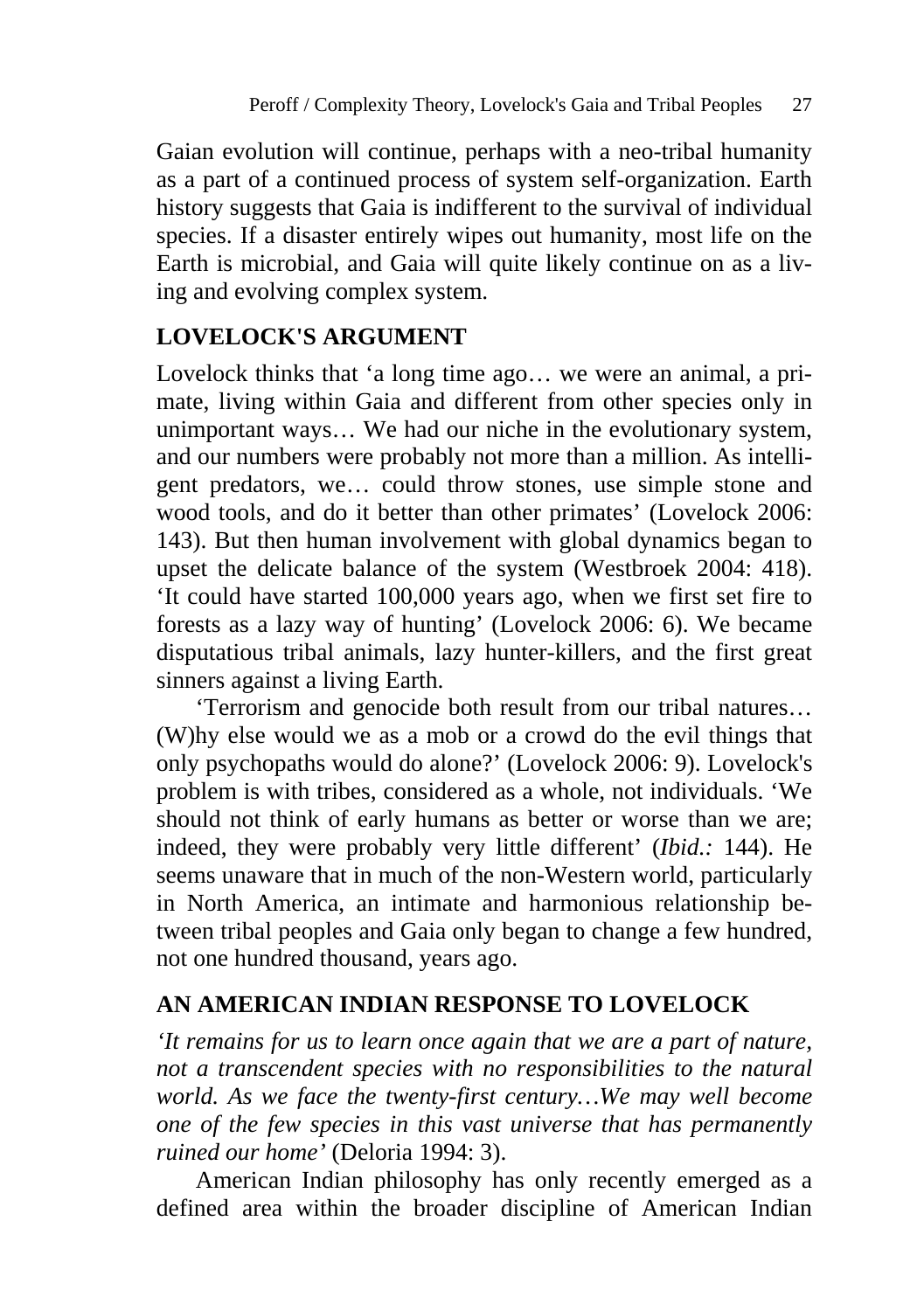Gaian evolution will continue, perhaps with a neo-tribal humanity as a part of a continued process of system self-organization. Earth history suggests that Gaia is indifferent to the survival of individual species. If a disaster entirely wipes out humanity, most life on the Earth is microbial, and Gaia will quite likely continue on as a living and evolving complex system.

## LOVELOCK'S ARGUMENT

Lovelock thinks that 'a long time ago… we were an animal, a primate, living within Gaia and different from other species only in unimportant ways… We had our niche in the evolutionary system, and our numbers were probably not more than a million. As intelligent predators, we… could throw stones, use simple stone and wood tools, and do it better than other primates' (Lovelock 2006: 143). But then human involvement with global dynamics began to upset the delicate balance of the system (Westbroek 2004: 418). 'It could have started 100,000 years ago, when we first set fire to forests as a lazy way of hunting' (Lovelock 2006: 6). We became disputatious tribal animals, lazy hunter-killers, and the first great sinners against a living Earth.

'Terrorism and genocide both result from our tribal natures… (W)hy else would we as a mob or a crowd do the evil things that only psychopaths would do alone?' (Lovelock 2006: 9). Lovelock's problem is with tribes, considered as a whole, not individuals. 'We should not think of early humans as better or worse than we are; indeed, they were probably very little different' (*Ibid.:* 144). He seems unaware that in much of the non-Western world, particularly in North America, an intimate and harmonious relationship between tribal peoples and Gaia only began to change a few hundred, not one hundred thousand, years ago.

## AN AMERICAN INDIAN RESPONSE TO LOVELOCK

*'It remains for us to learn once again that we are a part of nature, not a transcendent species with no responsibilities to the natural world. As we face the twenty-first century…We may well become one of the few species in this vast universe that has permanently ruined our home'* (Deloria 1994: 3).

American Indian philosophy has only recently emerged as a defined area within the broader discipline of American Indian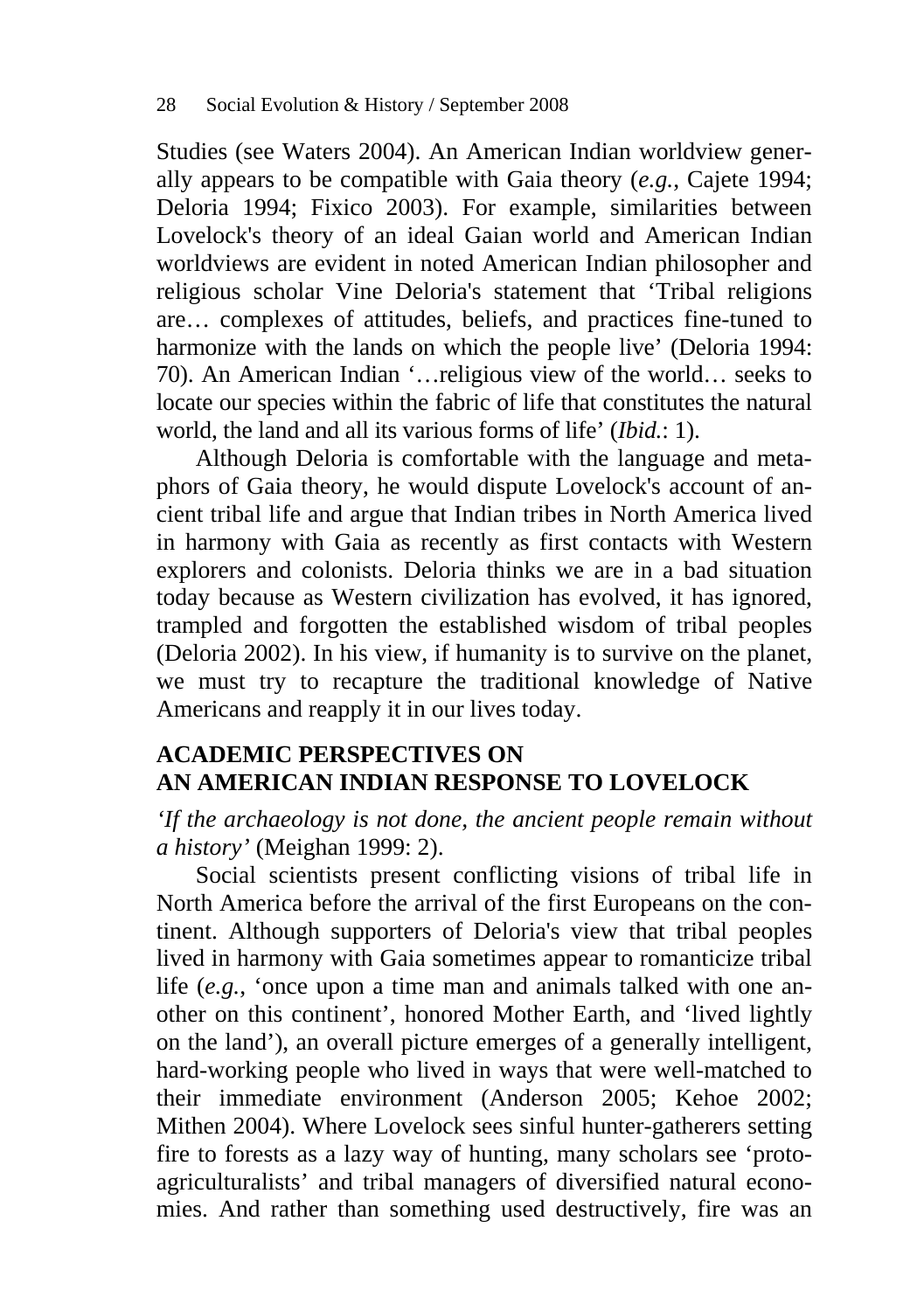Studies (see Waters 2004). An American Indian worldview generally appears to be compatible with Gaia theory (*e.g.*, Cajete 1994; Deloria 1994; Fixico 2003). For example, similarities between Lovelock's theory of an ideal Gaian world and American Indian worldviews are evident in noted American Indian philosopher and religious scholar Vine Deloria's statement that 'Tribal religions are… complexes of attitudes, beliefs, and practices fine-tuned to harmonize with the lands on which the people live' (Deloria 1994: 70). An American Indian '…religious view of the world… seeks to locate our species within the fabric of life that constitutes the natural world, the land and all its various forms of life' (*Ibid.*: 1).

Although Deloria is comfortable with the language and metaphors of Gaia theory, he would dispute Lovelock's account of ancient tribal life and argue that Indian tribes in North America lived in harmony with Gaia as recently as first contacts with Western explorers and colonists. Deloria thinks we are in a bad situation today because as Western civilization has evolved, it has ignored, trampled and forgotten the established wisdom of tribal peoples (Deloria 2002). In his view, if humanity is to survive on the planet, we must try to recapture the traditional knowledge of Native Americans and reapply it in our lives today.

## ACADEMIC PERSPECTIVES ON AN AMERICAN INDIAN RESPONSE TO LOVELOCK

*'If the archaeology is not done, the ancient people remain without a history'* (Meighan 1999: 2).

Social scientists present conflicting visions of tribal life in North America before the arrival of the first Europeans on the continent. Although supporters of Deloria's view that tribal peoples lived in harmony with Gaia sometimes appear to romanticize tribal life (*e.g.*, 'once upon a time man and animals talked with one another on this continent', honored Mother Earth, and 'lived lightly on the land'), an overall picture emerges of a generally intelligent, hard-working people who lived in ways that were well-matched to their immediate environment (Anderson 2005; Kehoe 2002; Mithen 2004). Where Lovelock sees sinful hunter-gatherers setting fire to forests as a lazy way of hunting, many scholars see 'proto-agriculturalists' and tribal managers of diversified natural economies. And rather than something used destructively, fire was an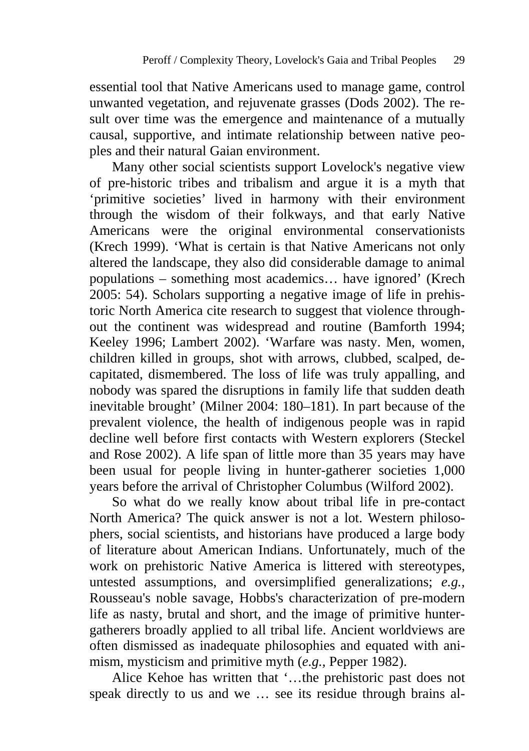essential tool that Native Americans used to manage game, control unwanted vegetation, and rejuvenate grasses (Dods 2002). The result over time was the emergence and maintenance of a mutually causal, supportive, and intimate relationship between native peoples and their natural Gaian environment.

Many other social scientists support Lovelock's negative view of pre-historic tribes and tribalism and argue it is a myth that 'primitive societies' lived in harmony with their environment through the wisdom of their folkways, and that early Native Americans were the original environmental conservationists (Krech 1999). 'What is certain is that Native Americans not only altered the landscape, they also did considerable damage to animal populations – something most academics… have ignored' (Krech 2005: 54). Scholars supporting a negative image of life in prehistoric North America cite research to suggest that violence throughout the continent was widespread and routine (Bamforth 1994; Keeley 1996; Lambert 2002). 'Warfare was nasty. Men, women, children killed in groups, shot with arrows, clubbed, scalped, decapitated, dismembered. The loss of life was truly appalling, and nobody was spared the disruptions in family life that sudden death inevitable brought' (Milner 2004: 180–181). In part because of the prevalent violence, the health of indigenous people was in rapid decline well before first contacts with Western explorers (Steckel and Rose 2002). A life span of little more than 35 years may have been usual for people living in hunter-gatherer societies 1,000 years before the arrival of Christopher Columbus (Wilford 2002).

So what do we really know about tribal life in pre-contact North America? The quick answer is not a lot. Western philosophers, social scientists, and historians have produced a large body of literature about American Indians. Unfortunately, much of the work on prehistoric Native America is littered with stereotypes, untested assumptions, and oversimplified generalizations; *e.g.*, Rousseau's noble savage, Hobbs's characterization of pre-modern life as nasty, brutal and short, and the image of primitive hunter-gatherers broadly applied to all tribal life. Ancient worldviews are often dismissed as inadequate philosophies and equated with animism, mysticism and primitive myth (*e.g.*, Pepper 1982).

Alice Kehoe has written that '…the prehistoric past does not speak directly to us and we … see its residue through brains al-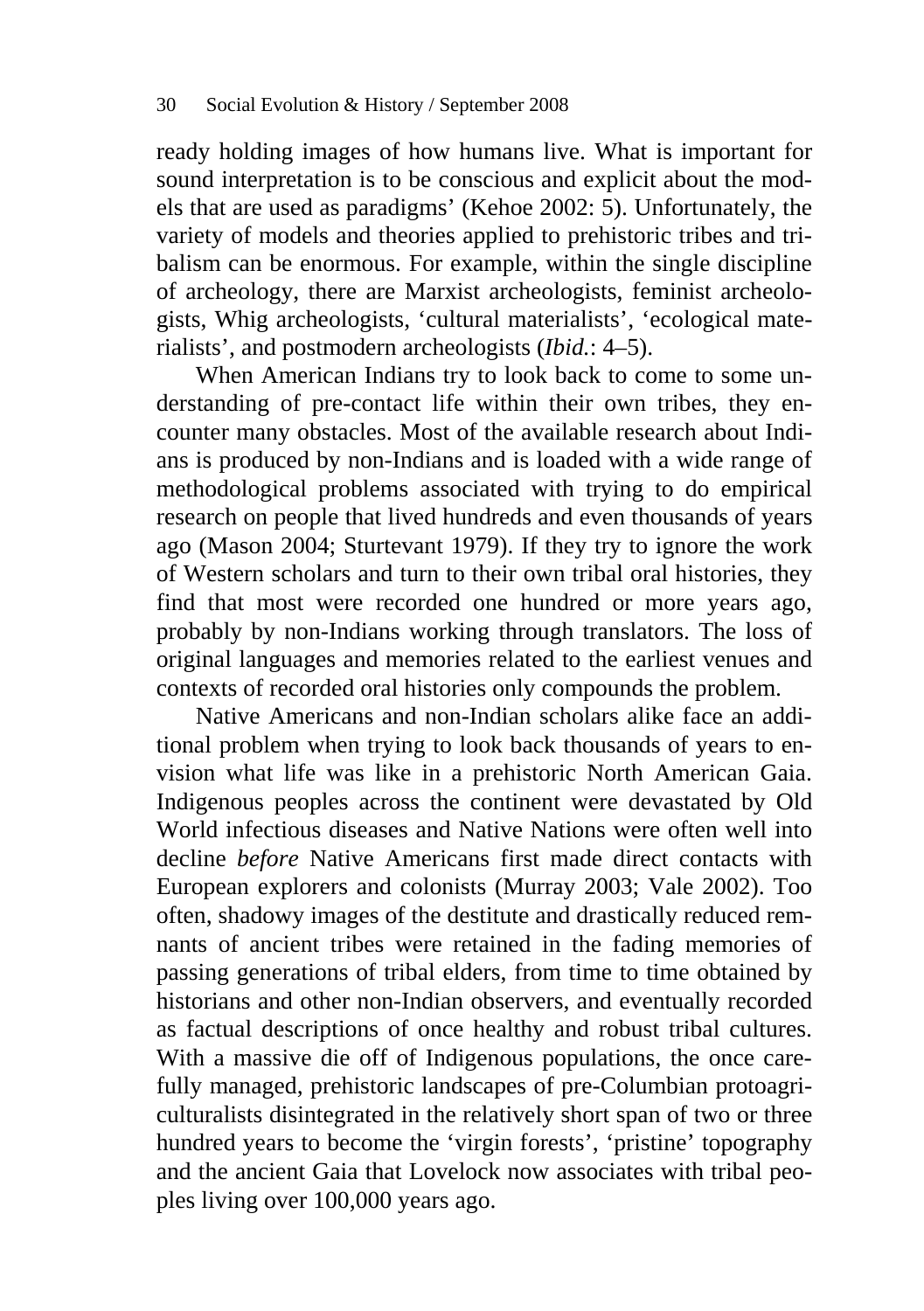ready holding images of how humans live. What is important for sound interpretation is to be conscious and explicit about the models that are used as paradigms' (Kehoe 2002: 5). Unfortunately, the variety of models and theories applied to prehistoric tribes and tribalism can be enormous. For example, within the single discipline of archeology, there are Marxist archeologists, feminist archeologists, Whig archeologists, 'cultural materialists', 'ecological materialists', and postmodern archeologists (*Ibid.*: 4–5).

When American Indians try to look back to come to some understanding of pre-contact life within their own tribes, they encounter many obstacles. Most of the available research about Indians is produced by non-Indians and is loaded with a wide range of methodological problems associated with trying to do empirical research on people that lived hundreds and even thousands of years ago (Mason 2004; Sturtevant 1979). If they try to ignore the work of Western scholars and turn to their own tribal oral histories, they find that most were recorded one hundred or more years ago, probably by non-Indians working through translators. The loss of original languages and memories related to the earliest venues and contexts of recorded oral histories only compounds the problem.

Native Americans and non-Indian scholars alike face an additional problem when trying to look back thousands of years to envision what life was like in a prehistoric North American Gaia. Indigenous peoples across the continent were devastated by Old World infectious diseases and Native Nations were often well into decline *before* Native Americans first made direct contacts with European explorers and colonists (Murray 2003; Vale 2002). Too often, shadowy images of the destitute and drastically reduced remnants of ancient tribes were retained in the fading memories of passing generations of tribal elders, from time to time obtained by historians and other non-Indian observers, and eventually recorded as factual descriptions of once healthy and robust tribal cultures. With a massive die off of Indigenous populations, the once carefully managed, prehistoric landscapes of pre-Columbian protoagriculturalists disintegrated in the relatively short span of two or three hundred years to become the 'virgin forests', 'pristine' topography and the ancient Gaia that Lovelock now associates with tribal peoples living over 100,000 years ago.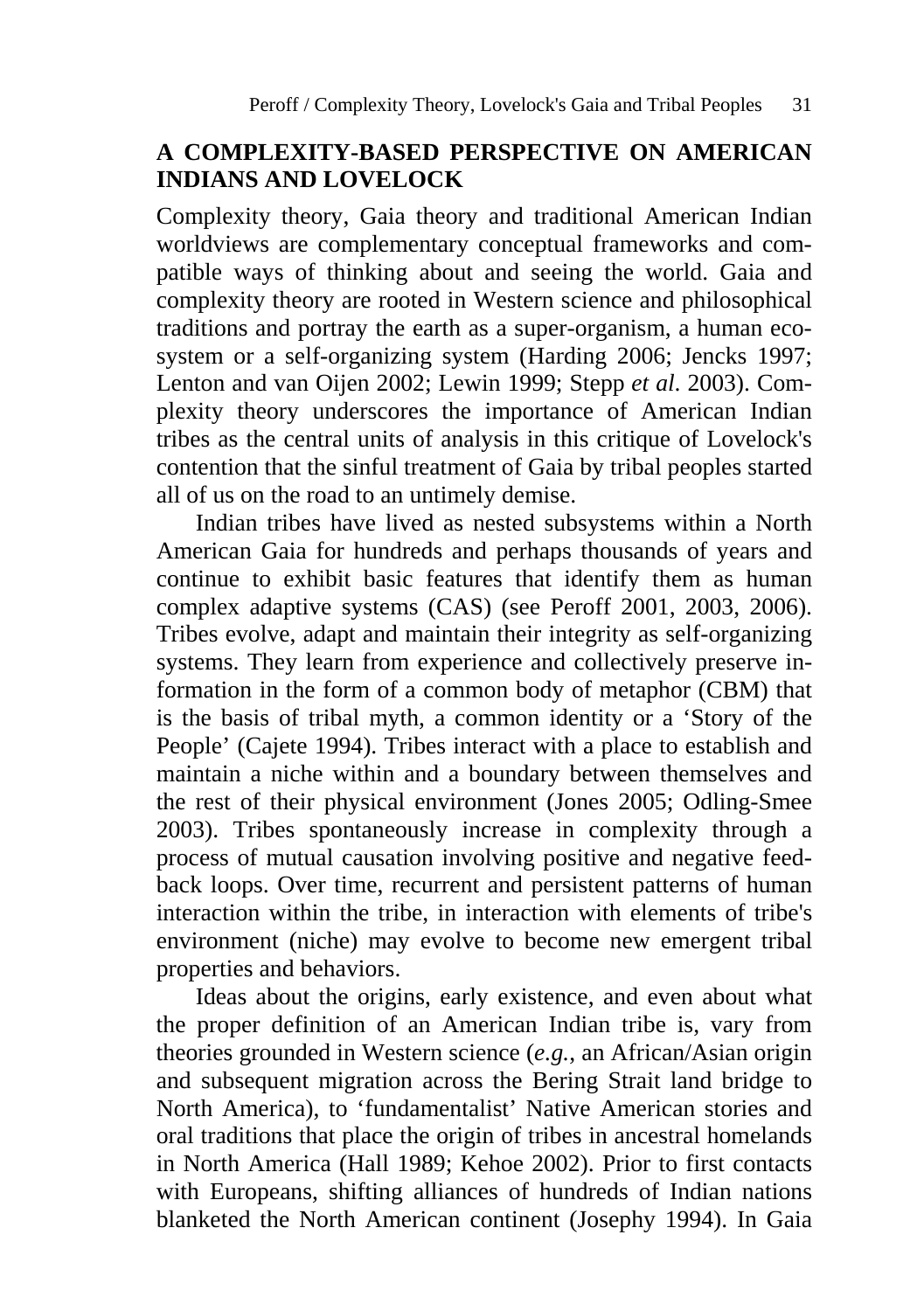## A COMPLEXITY-BASED PERSPECTIVE ON AMERICAN INDIANS AND LOVELOCK

Complexity theory, Gaia theory and traditional American Indian worldviews are complementary conceptual frameworks and compatible ways of thinking about and seeing the world. Gaia and complexity theory are rooted in Western science and philosophical traditions and portray the earth as a super-organism, a human ecosystem or a self-organizing system (Harding 2006; Jencks 1997; Lenton and van Oijen 2002; Lewin 1999; Stepp *et al.* 2003). Complexity theory underscores the importance of American Indian tribes as the central units of analysis in this critique of Lovelock's contention that the sinful treatment of Gaia by tribal peoples started all of us on the road to an untimely demise.

Indian tribes have lived as nested subsystems within a North American Gaia for hundreds and perhaps thousands of years and continue to exhibit basic features that identify them as human complex adaptive systems (CAS) (see Peroff 2001, 2003, 2006). Tribes evolve, adapt and maintain their integrity as self-organizing systems. They learn from experience and collectively preserve information in the form of a common body of metaphor (CBM) that is the basis of tribal myth, a common identity or a 'Story of the People' (Cajete 1994). Tribes interact with a place to establish and maintain a niche within and a boundary between themselves and the rest of their physical environment (Jones 2005; Odling-Smee 2003). Tribes spontaneously increase in complexity through a process of mutual causation involving positive and negative feedback loops. Over time, recurrent and persistent patterns of human interaction within the tribe, in interaction with elements of tribe's environment (niche) may evolve to become new emergent tribal properties and behaviors.

Ideas about the origins, early existence, and even about what the proper definition of an American Indian tribe is, vary from theories grounded in Western science (*e.g.*, an African/Asian origin and subsequent migration across the Bering Strait land bridge to North America), to 'fundamentalist' Native American stories and oral traditions that place the origin of tribes in ancestral homelands in North America (Hall 1989; Kehoe 2002). Prior to first contacts with Europeans, shifting alliances of hundreds of Indian nations blanketed the North American continent (Josephy 1994). In Gaia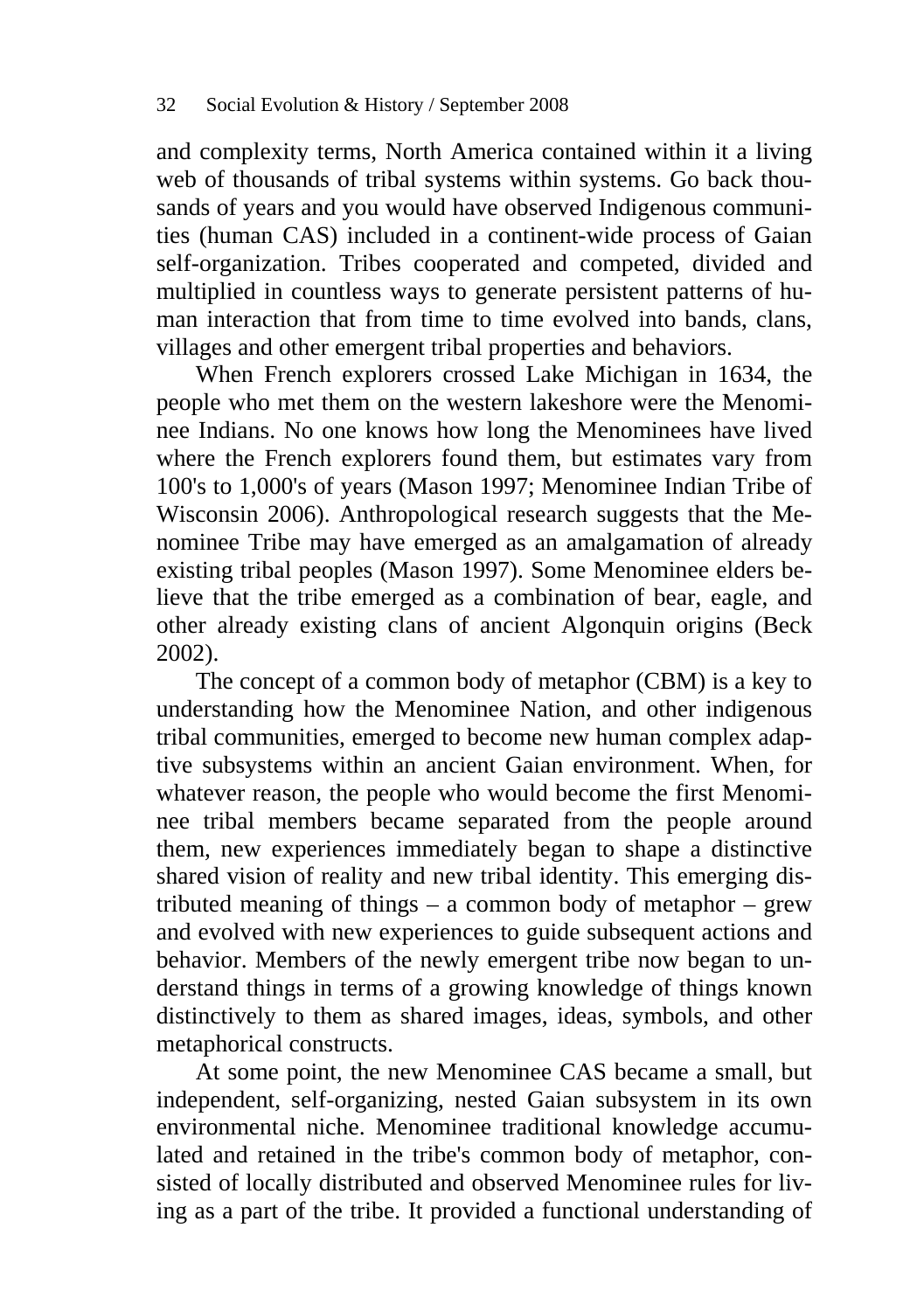and complexity terms, North America contained within it a living web of thousands of tribal systems within systems. Go back thousands of years and you would have observed Indigenous communities (human CAS) included in a continent-wide process of Gaian self-organization. Tribes cooperated and competed, divided and multiplied in countless ways to generate persistent patterns of human interaction that from time to time evolved into bands, clans, villages and other emergent tribal properties and behaviors.

When French explorers crossed Lake Michigan in 1634, the people who met them on the western lakeshore were the Menominee Indians. No one knows how long the Menominees have lived where the French explorers found them, but estimates vary from 100's to 1,000's of years (Mason 1997; Menominee Indian Tribe of Wisconsin 2006). Anthropological research suggests that the Menominee Tribe may have emerged as an amalgamation of already existing tribal peoples (Mason 1997). Some Menominee elders believe that the tribe emerged as a combination of bear, eagle, and other already existing clans of ancient Algonquin origins (Beck 2002).

The concept of a common body of metaphor (CBM) is a key to understanding how the Menominee Nation, and other indigenous tribal communities, emerged to become new human complex adaptive subsystems within an ancient Gaian environment. When, for whatever reason, the people who would become the first Menominee tribal members became separated from the people around them, new experiences immediately began to shape a distinctive shared vision of reality and new tribal identity. This emerging distributed meaning of things – a common body of metaphor – grew and evolved with new experiences to guide subsequent actions and behavior. Members of the newly emergent tribe now began to understand things in terms of a growing knowledge of things known distinctively to them as shared images, ideas, symbols, and other metaphorical constructs.

At some point, the new Menominee CAS became a small, but independent, self-organizing, nested Gaian subsystem in its own environmental niche. Menominee traditional knowledge accumulated and retained in the tribe's common body of metaphor, consisted of locally distributed and observed Menominee rules for living as a part of the tribe. It provided a functional understanding of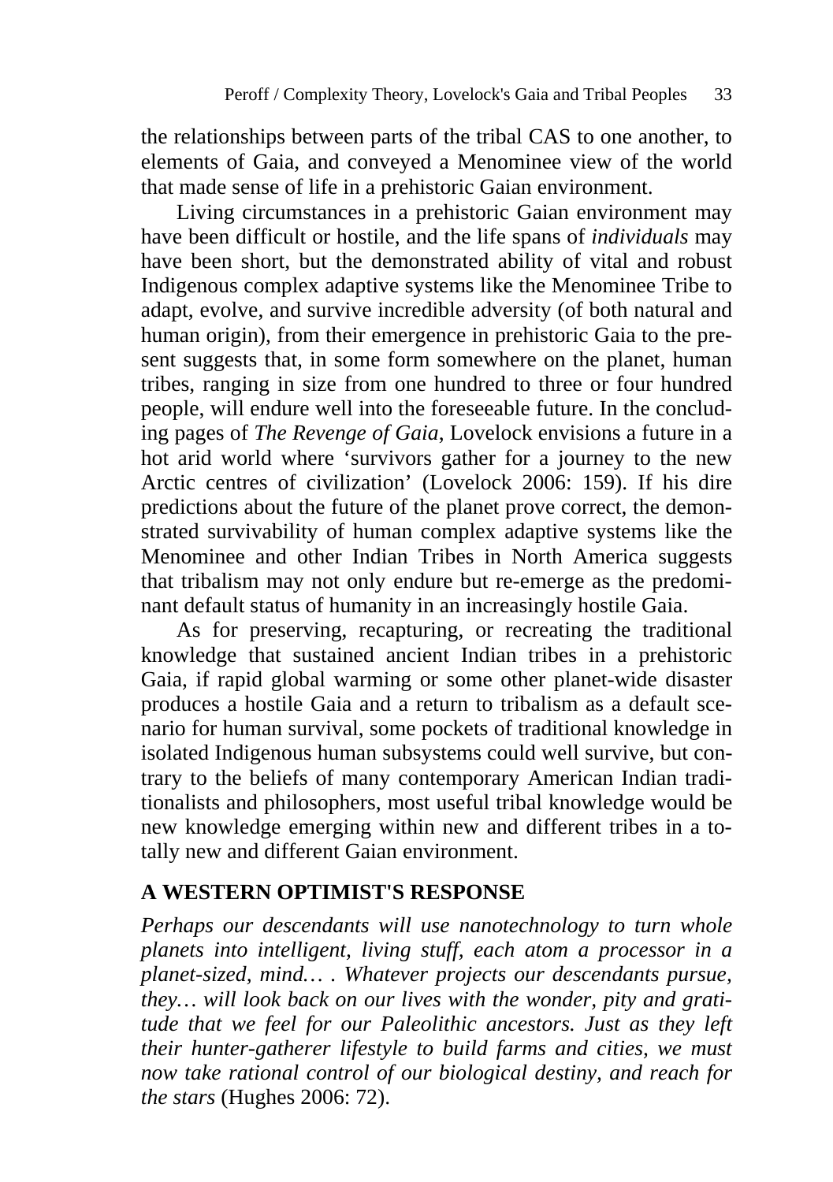the relationships between parts of the tribal CAS to one another, to elements of Gaia, and conveyed a Menominee view of the world that made sense of life in a prehistoric Gaian environment.

Living circumstances in a prehistoric Gaian environment may have been difficult or hostile, and the life spans of *individuals* may have been short, but the demonstrated ability of vital and robust Indigenous complex adaptive systems like the Menominee Tribe to adapt, evolve, and survive incredible adversity (of both natural and human origin), from their emergence in prehistoric Gaia to the present suggests that, in some form somewhere on the planet, human tribes, ranging in size from one hundred to three or four hundred people, will endure well into the foreseeable future. In the concluding pages of *The Revenge of Gaia*, Lovelock envisions a future in a hot arid world where 'survivors gather for a journey to the new Arctic centres of civilization' (Lovelock 2006: 159). If his dire predictions about the future of the planet prove correct, the demonstrated survivability of human complex adaptive systems like the Menominee and other Indian Tribes in North America suggests that tribalism may not only endure but re-emerge as the predominant default status of humanity in an increasingly hostile Gaia.

As for preserving, recapturing, or recreating the traditional knowledge that sustained ancient Indian tribes in a prehistoric Gaia, if rapid global warming or some other planet-wide disaster produces a hostile Gaia and a return to tribalism as a default scenario for human survival, some pockets of traditional knowledge in isolated Indigenous human subsystems could well survive, but contrary to the beliefs of many contemporary American Indian traditionalists and philosophers, most useful tribal knowledge would be new knowledge emerging within new and different tribes in a totally new and different Gaian environment.

## A WESTERN OPTIMIST'S RESPONSE

*Perhaps our descendants will use nanotechnology to turn whole planets into intelligent, living stuff, each atom a processor in a planet-sized, mind… . Whatever projects our descendants pursue, they… will look back on our lives with the wonder, pity and gratitude that we feel for our Paleolithic ancestors. Just as they left their hunter-gatherer lifestyle to build farms and cities, we must now take rational control of our biological destiny, and reach for the stars* (Hughes 2006: 72).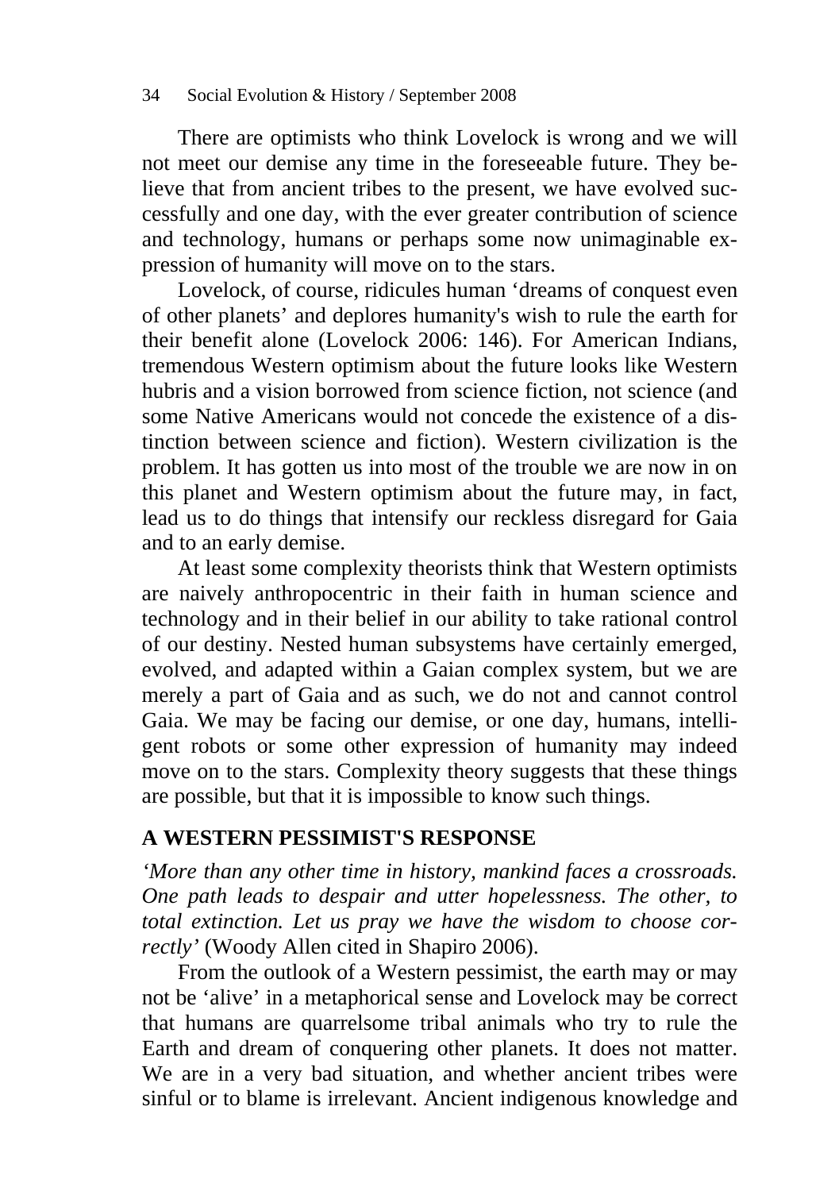There are optimists who think Lovelock is wrong and we will not meet our demise any time in the foreseeable future. They believe that from ancient tribes to the present, we have evolved successfully and one day, with the ever greater contribution of science and technology, humans or perhaps some now unimaginable expression of humanity will move on to the stars.

Lovelock, of course, ridicules human 'dreams of conquest even of other planets' and deplores humanity's wish to rule the earth for their benefit alone (Lovelock 2006: 146). For American Indians, tremendous Western optimism about the future looks like Western hubris and a vision borrowed from science fiction, not science (and some Native Americans would not concede the existence of a distinction between science and fiction). Western civilization is the problem. It has gotten us into most of the trouble we are now in on this planet and Western optimism about the future may, in fact, lead us to do things that intensify our reckless disregard for Gaia and to an early demise.

At least some complexity theorists think that Western optimists are naively anthropocentric in their faith in human science and technology and in their belief in our ability to take rational control of our destiny. Nested human subsystems have certainly emerged, evolved, and adapted within a Gaian complex system, but we are merely a part of Gaia and as such, we do not and cannot control Gaia. We may be facing our demise, or one day, humans, intelligent robots or some other expression of humanity may indeed move on to the stars. Complexity theory suggests that these things are possible, but that it is impossible to know such things.

## A WESTERN PESSIMIST'S RESPONSE

*'More than any other time in history, mankind faces a crossroads. One path leads to despair and utter hopelessness. The other, to total extinction. Let us pray we have the wisdom to choose correctly'* (Woody Allen cited in Shapiro 2006).

From the outlook of a Western pessimist, the earth may or may not be 'alive' in a metaphorical sense and Lovelock may be correct that humans are quarrelsome tribal animals who try to rule the Earth and dream of conquering other planets. It does not matter. We are in a very bad situation, and whether ancient tribes were sinful or to blame is irrelevant. Ancient indigenous knowledge and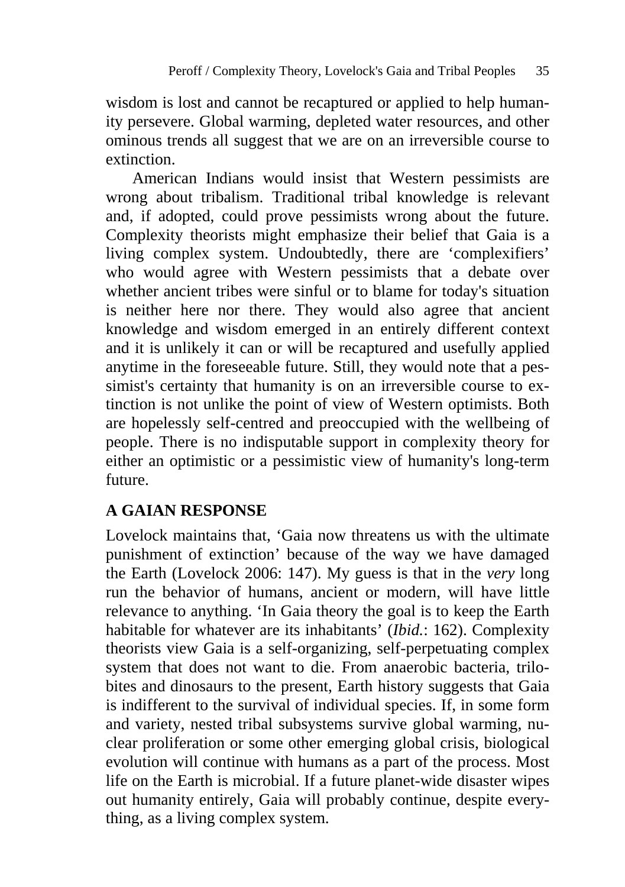wisdom is lost and cannot be recaptured or applied to help humanity persevere. Global warming, depleted water resources, and other ominous trends all suggest that we are on an irreversible course to extinction.

American Indians would insist that Western pessimists are wrong about tribalism. Traditional tribal knowledge is relevant and, if adopted, could prove pessimists wrong about the future. Complexity theorists might emphasize their belief that Gaia is a living complex system. Undoubtedly, there are 'complexifiers' who would agree with Western pessimists that a debate over whether ancient tribes were sinful or to blame for today's situation is neither here nor there. They would also agree that ancient knowledge and wisdom emerged in an entirely different context and it is unlikely it can or will be recaptured and usefully applied anytime in the foreseeable future. Still, they would note that a pessimist's certainty that humanity is on an irreversible course to extinction is not unlike the point of view of Western optimists. Both are hopelessly self-centred and preoccupied with the wellbeing of people. There is no indisputable support in complexity theory for either an optimistic or a pessimistic view of humanity's long-term future.

## A GAIAN RESPONSE

Lovelock maintains that, 'Gaia now threatens us with the ultimate punishment of extinction' because of the way we have damaged the Earth (Lovelock 2006: 147). My guess is that in the *very* long run the behavior of humans, ancient or modern, will have little relevance to anything. 'In Gaia theory the goal is to keep the Earth habitable for whatever are its inhabitants' (*Ibid.*: 162). Complexity theorists view Gaia is a self-organizing, self-perpetuating complex system that does not want to die. From anaerobic bacteria, trilobites and dinosaurs to the present, Earth history suggests that Gaia is indifferent to the survival of individual species. If, in some form and variety, nested tribal subsystems survive global warming, nuclear proliferation or some other emerging global crisis, biological evolution will continue with humans as a part of the process. Most life on the Earth is microbial. If a future planet-wide disaster wipes out humanity entirely, Gaia will probably continue, despite everything, as a living complex system.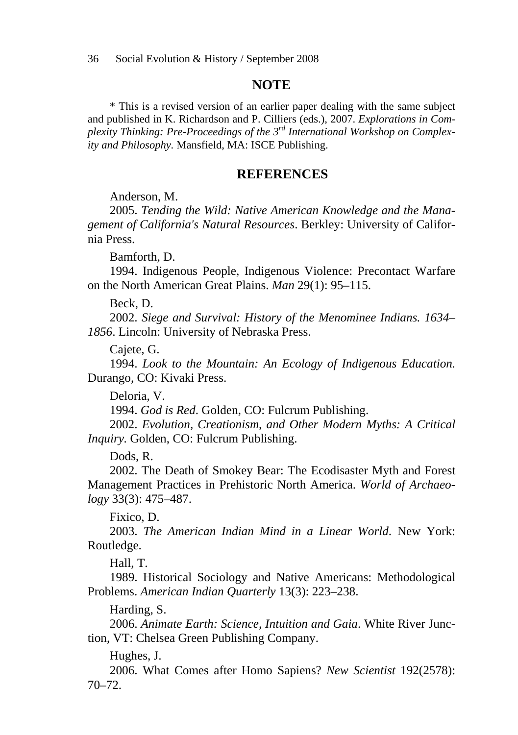## NOTE

\* This is a revised version of an earlier paper dealing with the same subject and published in K. Richardson and P. Cilliers (eds.), 2007. *Explorations in Complexity Thinking: Pre-Proceedings of the 3rd International Workshop on Complexity and Philosophy.* Mansfield, MA: ISCE Publishing.

## REFERENCES

Anderson, M.

2005. *Tending the Wild: Native American Knowledge and the Management of California's Natural Resources*. Berkley: University of California Press.

Bamforth, D.

1994. Indigenous People, Indigenous Violence: Precontact Warfare on the North American Great Plains. *Man* 29(1): 95–115.

Beck, D.

2002. *Siege and Survival: History of the Menominee Indians. 1634–1856*. Lincoln: University of Nebraska Press.

Cajete, G.

1994. *Look to the Mountain: An Ecology of Indigenous Education.* Durango, CO: Kivaki Press.

Deloria, V.

1994. *God is Red*. Golden, CO: Fulcrum Publishing.

2002. *Evolution, Creationism, and Other Modern Myths: A Critical Inquiry*. Golden, CO: Fulcrum Publishing.

Dods, R.

2002. The Death of Smokey Bear: The Ecodisaster Myth and Forest Management Practices in Prehistoric North America. *World of Archaeology* 33(3): 475–487.

Fixico, D.

2003. *The American Indian Mind in a Linear World*. New York: Routledge.

Hall, T.

1989. Historical Sociology and Native Americans: Methodological Problems. *American Indian Quarterly* 13(3): 223–238.

Harding, S.

2006. *Animate Earth: Science, Intuition and Gaia*. White River Junction, VT: Chelsea Green Publishing Company.

Hughes, J.

2006. What Comes after Homo Sapiens? *New Scientist* 192(2578): 70–72.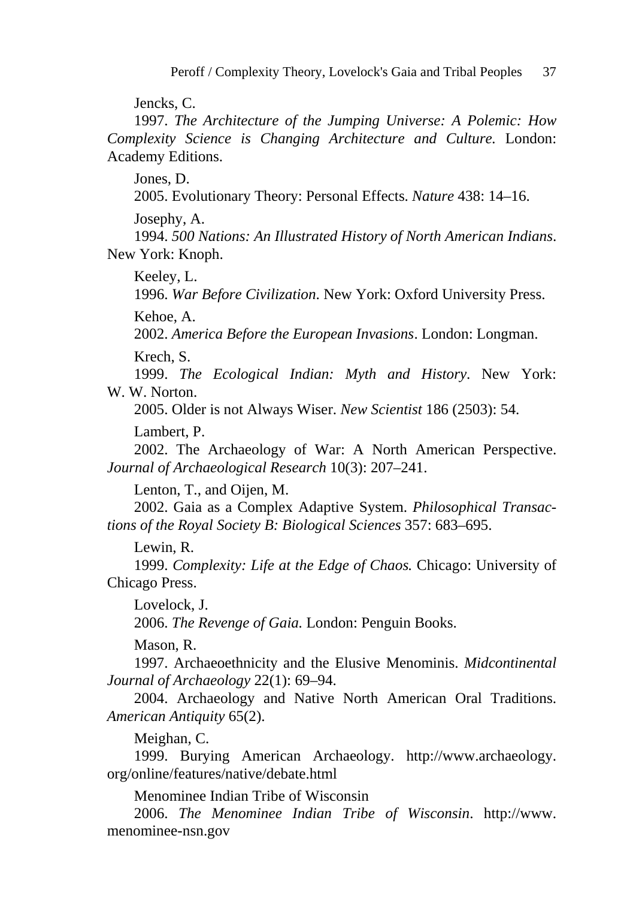Jencks, C.

1997. *The Architecture of the Jumping Universe: A Polemic: How Complexity Science is Changing Architecture and Culture.* London: Academy Editions.

Jones, D.

2005. Evolutionary Theory: Personal Effects. *Nature* 438: 14–16.

Josephy, A.

1994. *500 Nations: An Illustrated History of North American Indians*. New York: Knoph.

Keeley, L.

1996. *War Before Civilization*. New York: Oxford University Press.

Kehoe, A.

2002. *America Before the European Invasions*. London: Longman.

Krech, S.

1999. *The Ecological Indian: Myth and History*. New York: W. W. Norton.

2005. Older is not Always Wiser. *New Scientist* 186 (2503): 54.

Lambert, P.

2002. The Archaeology of War: A North American Perspective. *Journal of Archaeological Research* 10(3): 207–241.

Lenton, T., and Oijen, M.

2002. Gaia as a Complex Adaptive System. *Philosophical Transactions of the Royal Society B: Biological Sciences* 357: 683–695.

Lewin, R.

1999. *Complexity: Life at the Edge of Chaos.* Chicago: University of Chicago Press.

Lovelock, J.

2006. *The Revenge of Gaia.* London: Penguin Books.

Mason, R.

1997. Archaeoethnicity and the Elusive Menominis. *Midcontinental Journal of Archaeology* 22(1): 69–94.

2004. Archaeology and Native North American Oral Traditions. *American Antiquity* 65(2).

Meighan, C.

1999. Burying American Archaeology. http://www.archaeology.org/online/features/native/debate.html

Menominee Indian Tribe of Wisconsin

2006. *The Menominee Indian Tribe of Wisconsin*. http://www.menominee-nsn.gov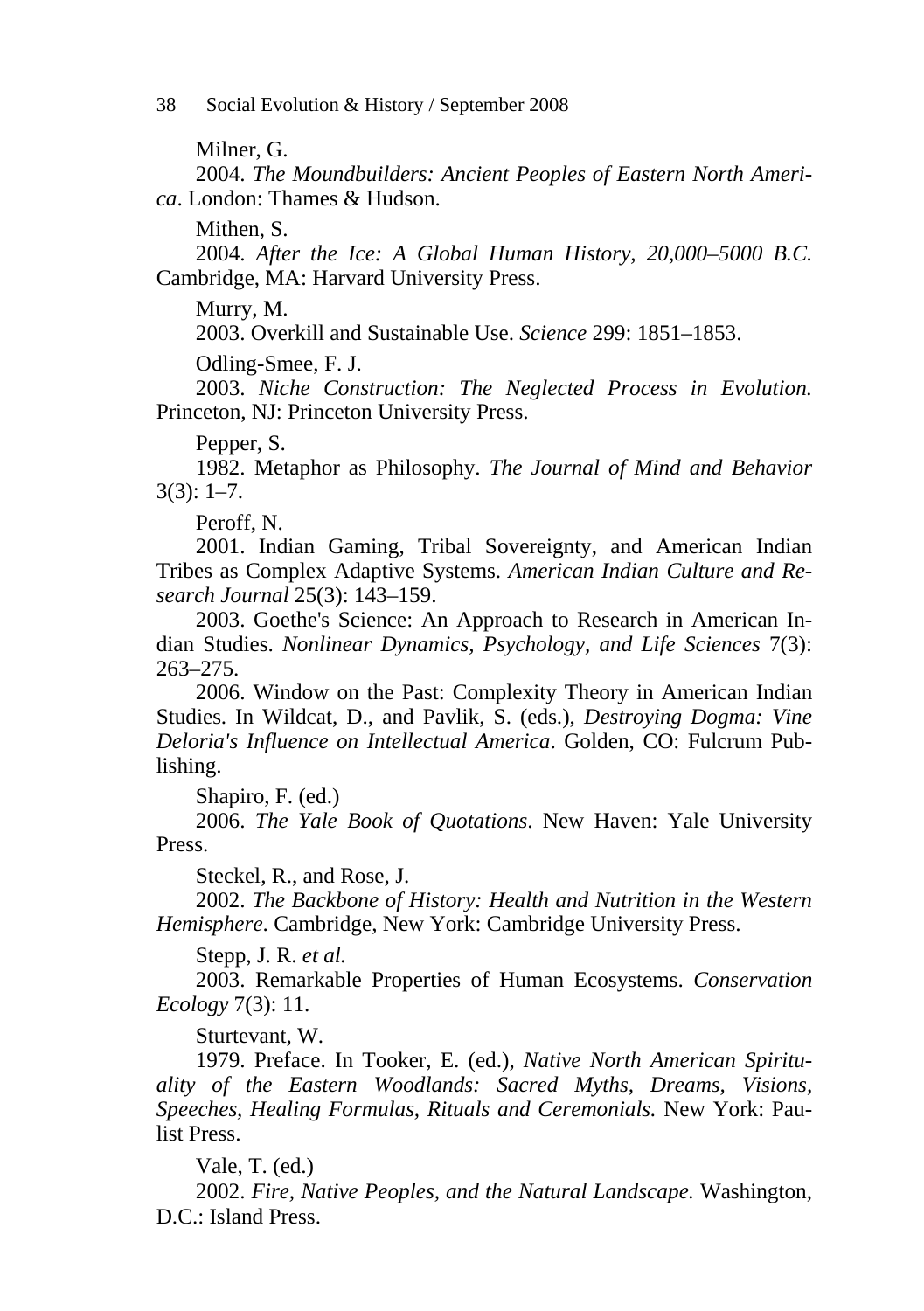Milner, G.

2004. *The Moundbuilders: Ancient Peoples of Eastern North America*. London: Thames & Hudson.

Mithen, S.

2004. *After the Ice: A Global Human History, 20,000–5000 B.C.* Cambridge, MA: Harvard University Press.

Murry, M.

2003. Overkill and Sustainable Use. *Science* 299: 1851–1853.

Odling-Smee, F. J.

2003. *Niche Construction: The Neglected Process in Evolution.* Princeton, NJ: Princeton University Press.

Pepper, S.

1982. Metaphor as Philosophy. *The Journal of Mind and Behavior* 3(3): 1–7.

Peroff, N.

2001. Indian Gaming, Tribal Sovereignty, and American Indian Tribes as Complex Adaptive Systems. *American Indian Culture and Research Journal* 25(3): 143–159.

2003. Goethe's Science: An Approach to Research in American Indian Studies. *Nonlinear Dynamics, Psychology, and Life Sciences* 7(3): 263–275.

2006. Window on the Past: Complexity Theory in American Indian Studies. In Wildcat, D., and Pavlik, S. (eds.), *Destroying Dogma: Vine Deloria's Influence on Intellectual America*. Golden, CO: Fulcrum Publishing.

Shapiro, F. (ed.)

2006. *The Yale Book of Quotations*. New Haven: Yale University Press.

Steckel, R., and Rose, J.

2002. *The Backbone of History: Health and Nutrition in the Western Hemisphere*. Cambridge, New York: Cambridge University Press.

Stepp, J. R. *et al.*

2003. Remarkable Properties of Human Ecosystems. *Conservation Ecology* 7(3): 11.

Sturtevant, W.

1979. Preface. In Tooker, E. (ed.), *Native North American Spirituality of the Eastern Woodlands: Sacred Myths, Dreams, Visions, Speeches, Healing Formulas, Rituals and Ceremonials.* New York: Paulist Press.

Vale, T. (ed.)

2002. *Fire, Native Peoples, and the Natural Landscape.* Washington, D.C.: Island Press.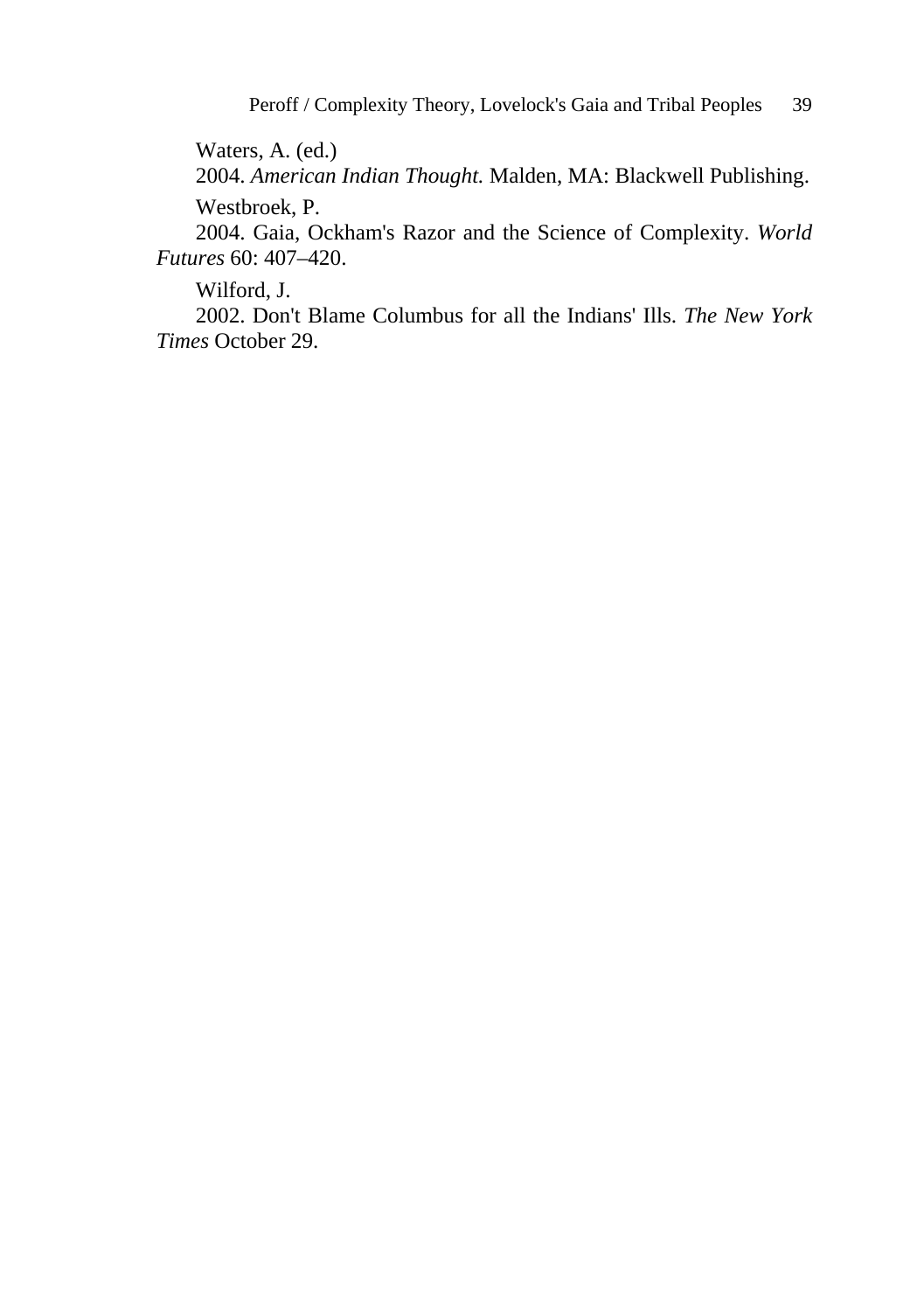Waters, A. (ed.)

2004. *American Indian Thought.* Malden, MA: Blackwell Publishing.

Westbroek, P.

2004. Gaia, Ockham's Razor and the Science of Complexity. *World Futures* 60: 407–420.

Wilford, J.

2002. Don't Blame Columbus for all the Indians' Ills. *The New York Times* October 29.